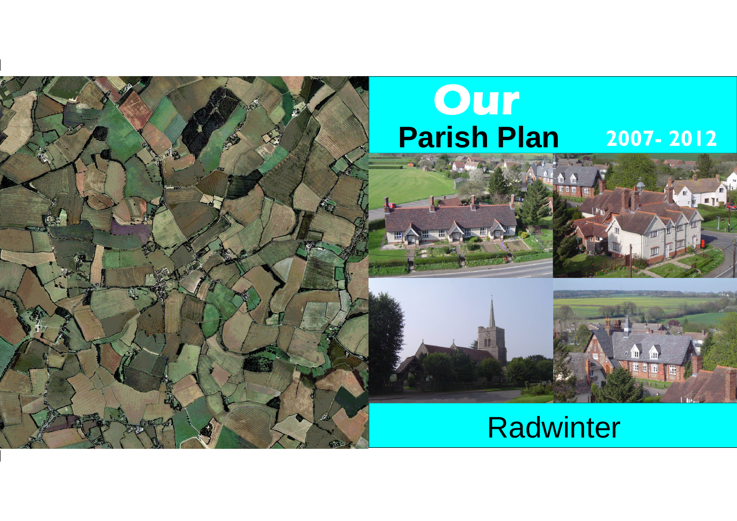# *Our* Parish Plan 2007- 2012

## Radwinter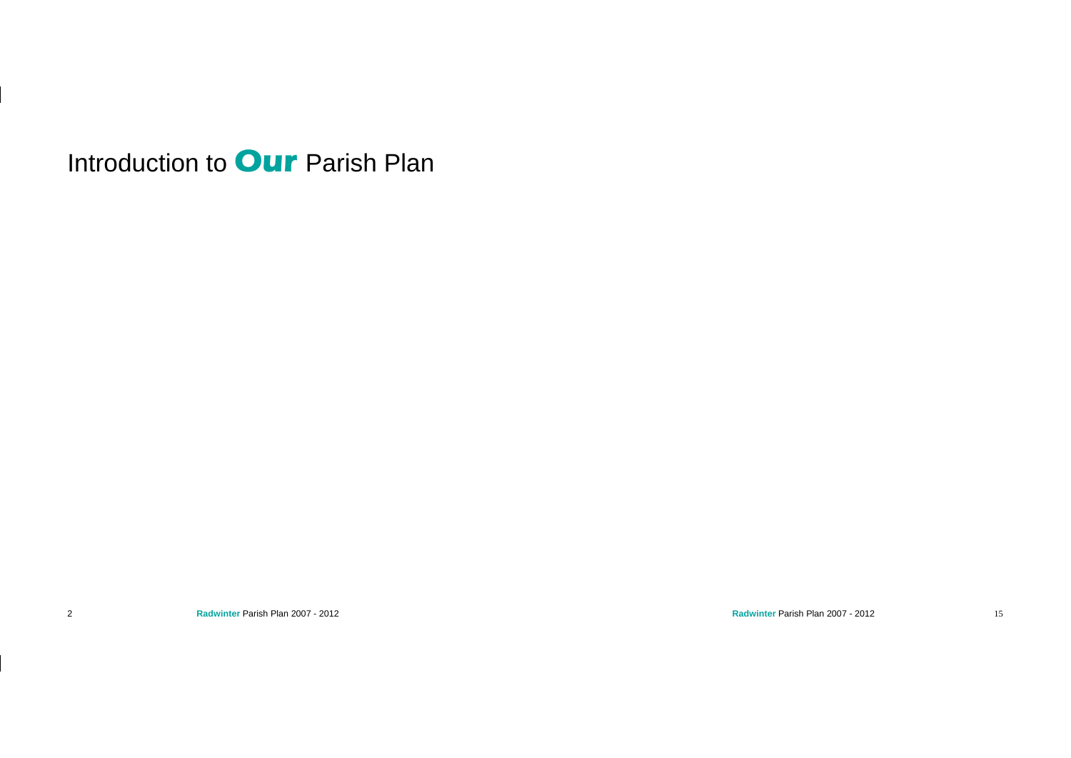# Introduction to ***Our*** Parish Plan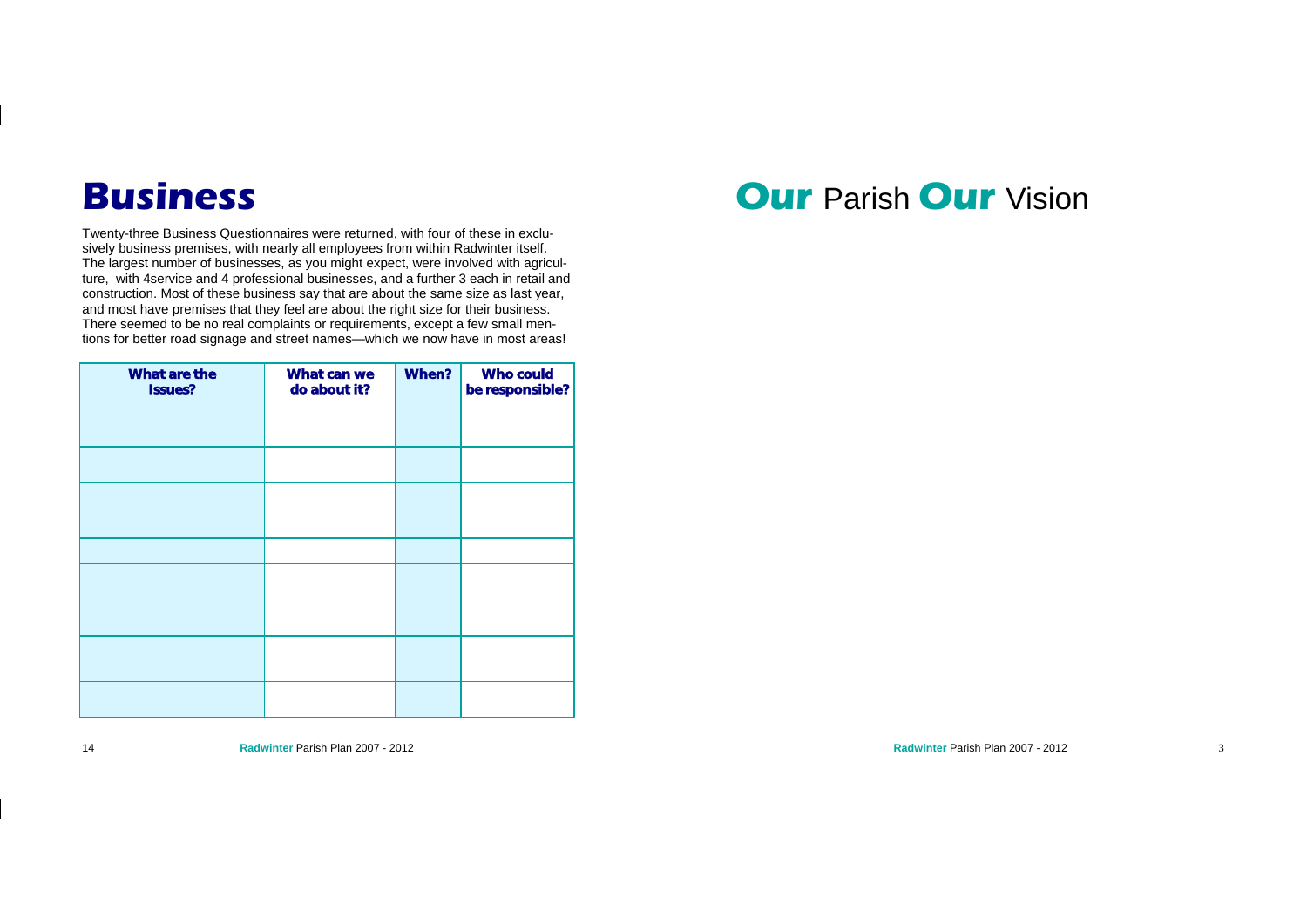# Business

Twenty-three Business Questionnaires were returned, with four of these in exclusively business premises, with nearly all employees from within Radwinter itself. The largest number of businesses, as you might expect, were involved with agriculture, with 4service and 4 professional businesses, and a further 3 each in retail and construction. Most of these business say that are about the same size as last year, and most have premises that they feel are about the right size for their business. There seemed to be no real complaints or requirements, except a few small mentions for better road signage and street names—which we now have in most areas!

| What are the Issues? | What can we do about it? | When? | Who could be responsible? |
|---|---|---|---|
| | | | |
| | | | |
| | | | |
| | | | |
| | | | |
| | | | |
| | | | |
| | | | |

# Our Parish Our Vision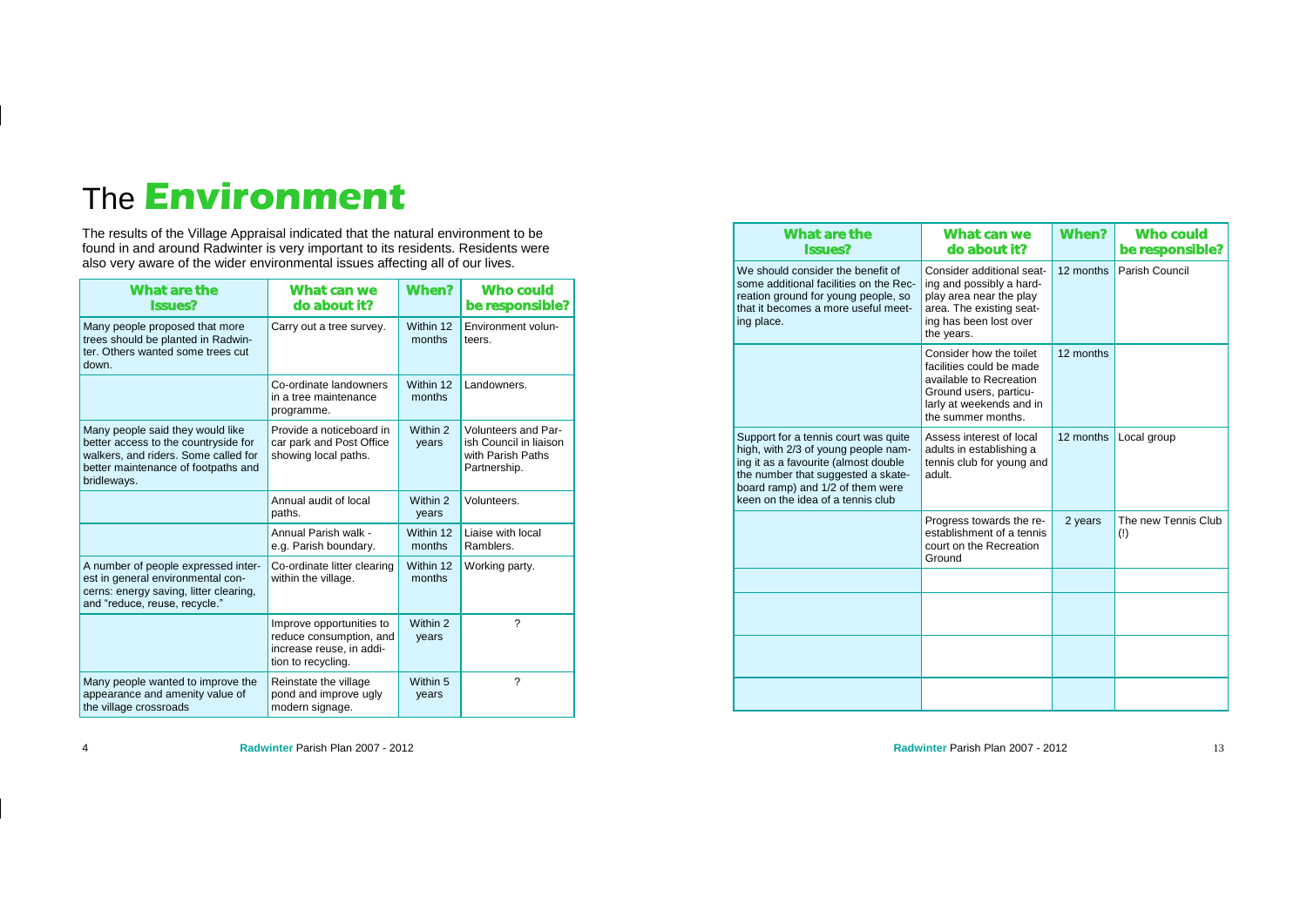# The **Environment**

The results of the Village Appraisal indicated that the natural environment to be found in and around Radwinter is very important to its residents. Residents were also very aware of the wider environmental issues affecting all of our lives.

| What are the Issues? | What can we do about it? | When? | Who could be responsible? |
|---|---|---|---|
| Many people proposed that more trees should be planted in Radwinter. Others wanted some trees cut down. | Carry out a tree survey. | Within 12 months | Environment volunteers. |
| | Co-ordinate landowners in a tree maintenance programme. | Within 12 months | Landowners. |
| Many people said they would like better access to the countryside for walkers, and riders. Some called for better maintenance of footpaths and bridleways. | Provide a noticeboard in car park and Post Office showing local paths. | Within 2 years | Volunteers and Parish Council in liaison with Parish Paths Partnership. |
| | Annual audit of local paths. | Within 2 years | Volunteers. |
| | Annual Parish walk - e.g. Parish boundary. | Within 12 months | Liaise with local Ramblers. |
| A number of people expressed interest in general environmental concerns: energy saving, litter clearing, and "reduce, reuse, recycle." | Co-ordinate litter clearing within the village. | Within 12 months | Working party. |
| | Improve opportunities to reduce consumption, and increase reuse, in addition to recycling. | Within 2 years | ? |
| Many people wanted to improve the appearance and amenity value of the village crossroads | Reinstate the village pond and improve ugly modern signage. | Within 5 years | ? |

| What are the Issues? | What can we do about it? | When? | Who could be responsible? |
|---|---|---|---|
| We should consider the benefit of some additional facilities on the Recreation ground for young people, so that it becomes a more useful meeting place. | Consider additional seating and possibly a hard-play area near the play area. The existing seating has been lost over the years. | 12 months | Parish Council |
| | Consider how the toilet facilities could be made available to Recreation Ground users, particularly at weekends and in the summer months. | 12 months | |
| Support for a tennis court was quite high, with 2/3 of young people naming it as a favourite (almost double the number that suggested a skateboard ramp) and 1/2 of them were keen on the idea of a tennis club | Assess interest of local adults in establishing a tennis club for young and adult. | 12 months | Local group |
| | Progress towards the re-establishment of a tennis court on the Recreation Ground | 2 years | The new Tennis Club (!) |
| | | | |
| | | | |
| | | | |
| | | | |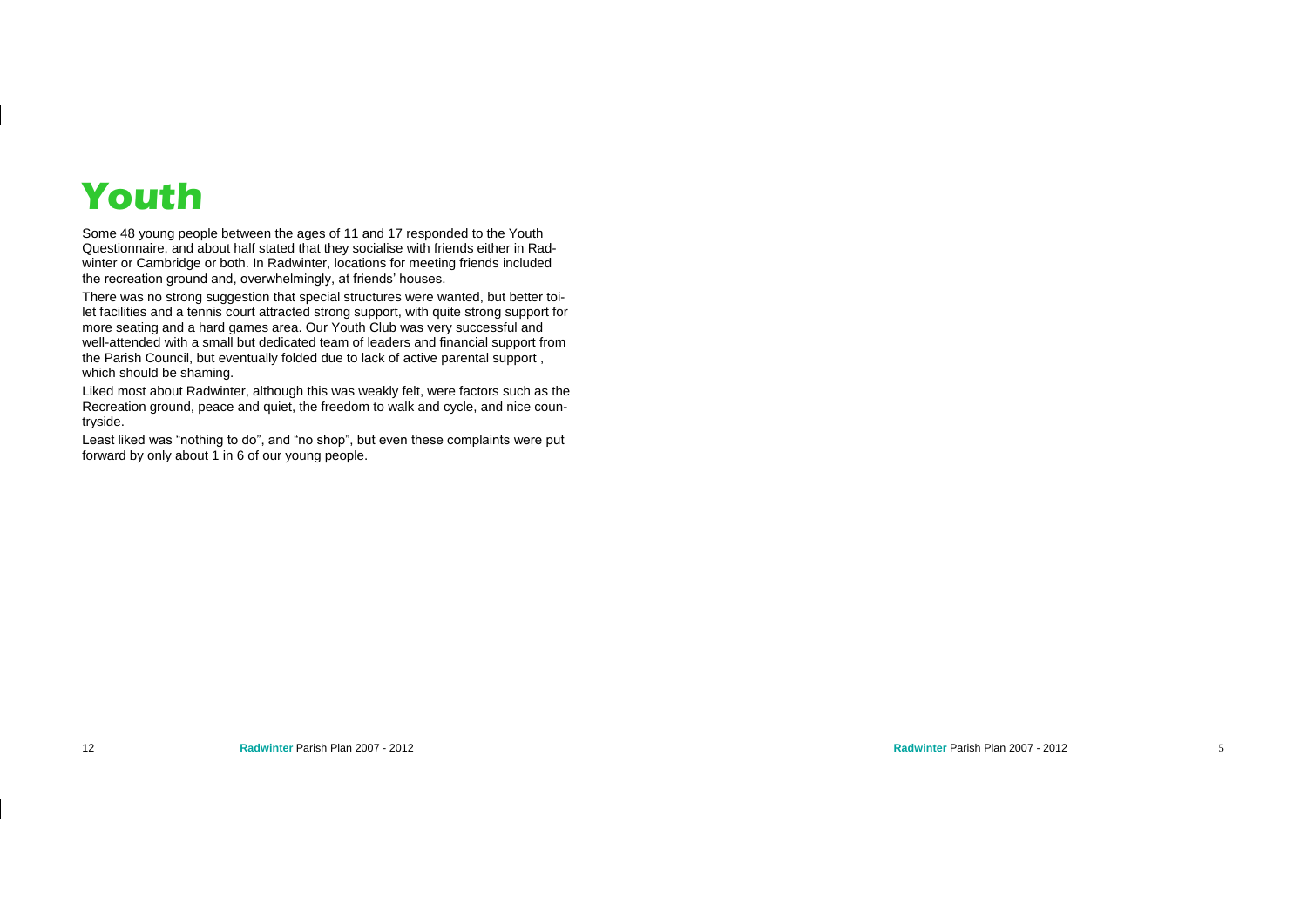# Youth

Some 48 young people between the ages of 11 and 17 responded to the Youth Questionnaire, and about half stated that they socialise with friends either in Radwinter or Cambridge or both. In Radwinter, locations for meeting friends included the recreation ground and, overwhelmingly, at friends' houses.

There was no strong suggestion that special structures were wanted, but better toilet facilities and a tennis court attracted strong support, with quite strong support for more seating and a hard games area. Our Youth Club was very successful and well-attended with a small but dedicated team of leaders and financial support from the Parish Council, but eventually folded due to lack of active parental support , which should be shaming.

Liked most about Radwinter, although this was weakly felt, were factors such as the Recreation ground, peace and quiet, the freedom to walk and cycle, and nice countryside.

Least liked was "nothing to do", and "no shop", but even these complaints were put forward by only about 1 in 6 of our young people.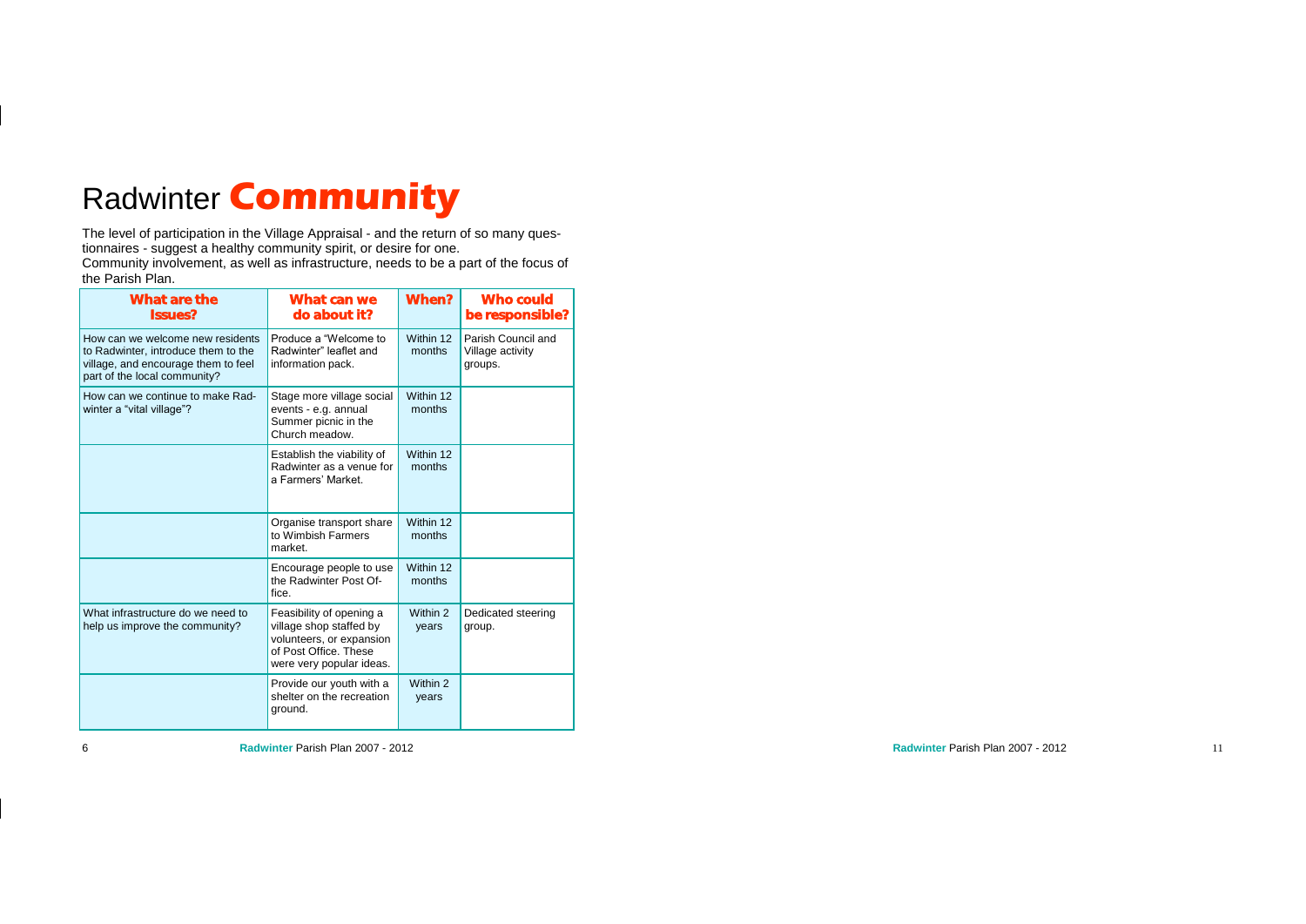# Radwinter **Community**

The level of participation in the Village Appraisal - and the return of so many questionnaires - suggest a healthy community spirit, or desire for one.
Community involvement, as well as infrastructure, needs to be a part of the focus of the Parish Plan.

| What are the Issues? | What can we do about it? | When? | Who could be responsible? |
|---|---|---|---|
| How can we welcome new residents to Radwinter, introduce them to the village, and encourage them to feel part of the local community? | Produce a "Welcome to Radwinter" leaflet and information pack. | Within 12 months | Parish Council and Village activity groups. |
| How can we continue to make Radwinter a "vital village"? | Stage more village social events - e.g. annual Summer picnic in the Church meadow. | Within 12 months | |
| | Establish the viability of Radwinter as a venue for a Farmers' Market. | Within 12 months | |
| | Organise transport share to Wimbish Farmers market. | Within 12 months | |
| | Encourage people to use the Radwinter Post Office. | Within 12 months | |
| What infrastructure do we need to help us improve the community? | Feasibility of opening a village shop staffed by volunteers, or expansion of Post Office. These were very popular ideas. | Within 2 years | Dedicated steering group. |
| | Provide our youth with a shelter on the recreation ground. | Within 2 years | |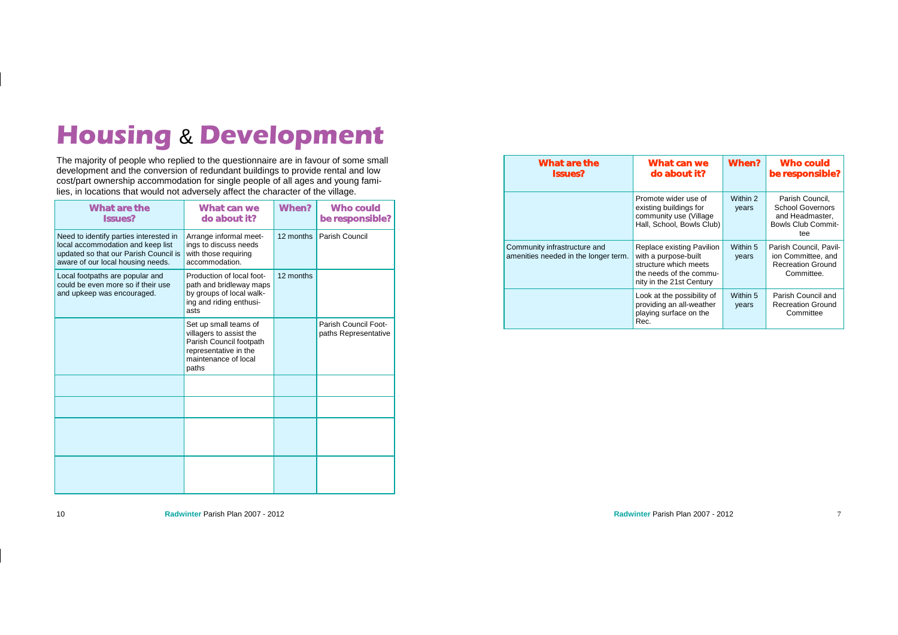# Housing & Development

The majority of people who replied to the questionnaire are in favour of some small development and the conversion of redundant buildings to provide rental and low cost/part ownership accommodation for single people of all ages and young families, in locations that would not adversely affect the character of the village.

| What are the Issues? | What can we do about it? | When? | Who could be responsible? |
|---|---|---|---|
| Need to identify parties interested in local accommodation and keep list updated so that our Parish Council is aware of our local housing needs. | Arrange informal meetings to discuss needs with those requiring accommodation. | 12 months | Parish Council |
| Local footpaths are popular and could be even more so if their use and upkeep was encouraged. | Production of local footpath and bridleway maps by groups of local walking and riding enthusiasts | 12 months | |
| | Set up small teams of villagers to assist the Parish Council footpath representative in the maintenance of local paths | | Parish Council Footpaths Representative |
| | | | |
| | | | |
| | | | |
| | | | |

| What are the Issues? | What can we do about it? | When? | Who could be responsible? |
|---|---|---|---|
| | Promote wider use of existing buildings for community use (Village Hall, School, Bowls Club) | Within 2 years | Parish Council, School Governors and Headmaster, Bowls Club Committee |
| Community infrastructure and amenities needed in the longer term. | Replace existing Pavilion with a purpose-built structure which meets the needs of the community in the 21st Century | Within 5 years | Parish Council, Pavilion Committee, and Recreation Ground Committee. |
| | Look at the possibility of providing an all-weather playing surface on the Rec. | Within 5 years | Parish Council and Recreation Ground Committee |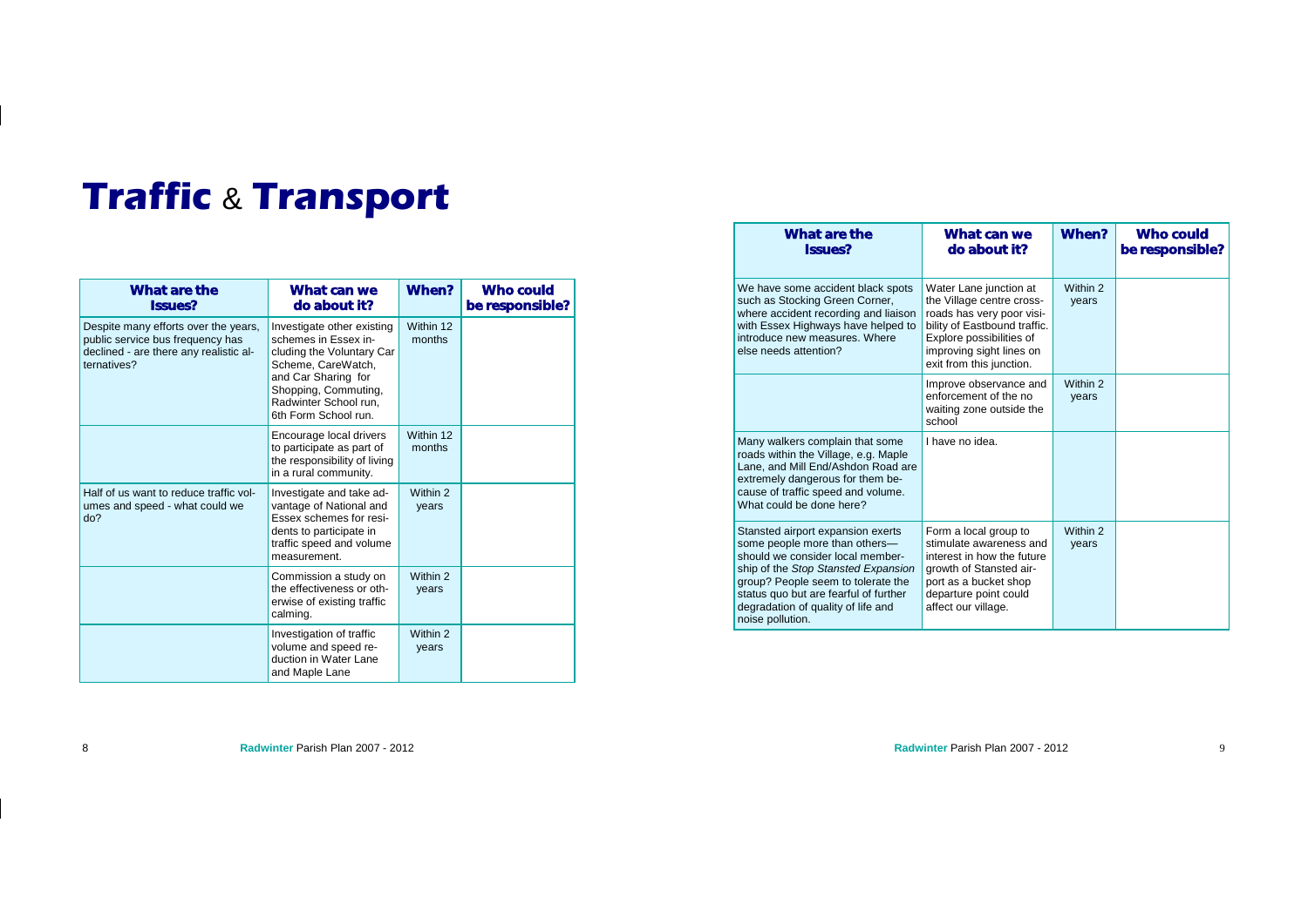# Traffic & Transport

| What are the Issues? | What can we do about it? | When? | Who could be responsible? |
|---|---|---|---|
| Despite many efforts over the years, public service bus frequency has declined - are there any realistic alternatives? | Investigate other existing schemes in Essex including the Voluntary Car Scheme, CareWatch, and Car Sharing for Shopping, Commuting, Radwinter School run, 6th Form School run. | Within 12 months | |
| | Encourage local drivers to participate as part of the responsibility of living in a rural community. | Within 12 months | |
| Half of us want to reduce traffic volumes and speed - what could we do? | Investigate and take advantage of National and Essex schemes for residents to participate in traffic speed and volume measurement. | Within 2 years | |
| | Commission a study on the effectiveness or otherwise of existing traffic calming. | Within 2 years | |
| | Investigation of traffic volume and speed reduction in Water Lane and Maple Lane | Within 2 years | |

| What are the Issues? | What can we do about it? | When? | Who could be responsible? |
|---|---|---|---|
| We have some accident black spots such as Stocking Green Corner, where accident recording and liaison with Essex Highways have helped to introduce new measures. Where else needs attention? | Water Lane junction at the Village centre crossroads has very poor visibility of Eastbound traffic. Explore possibilities of improving sight lines on exit from this junction. | Within 2 years | |
| | Improve observance and enforcement of the no waiting zone outside the school | Within 2 years | |
| Many walkers complain that some roads within the Village, e.g. Maple Lane, and Mill End/Ashdon Road are extremely dangerous for them because of traffic speed and volume. What could be done here? | I have no idea. | | |
| Stansted airport expansion exerts some people more than others—should we consider local membership of the *Stop Stansted Expansion* group? People seem to tolerate the status quo but are fearful of further degradation of quality of life and noise pollution. | Form a local group to stimulate awareness and interest in how the future growth of Stansted airport as a bucket shop departure point could affect our village. | Within 2 years | |